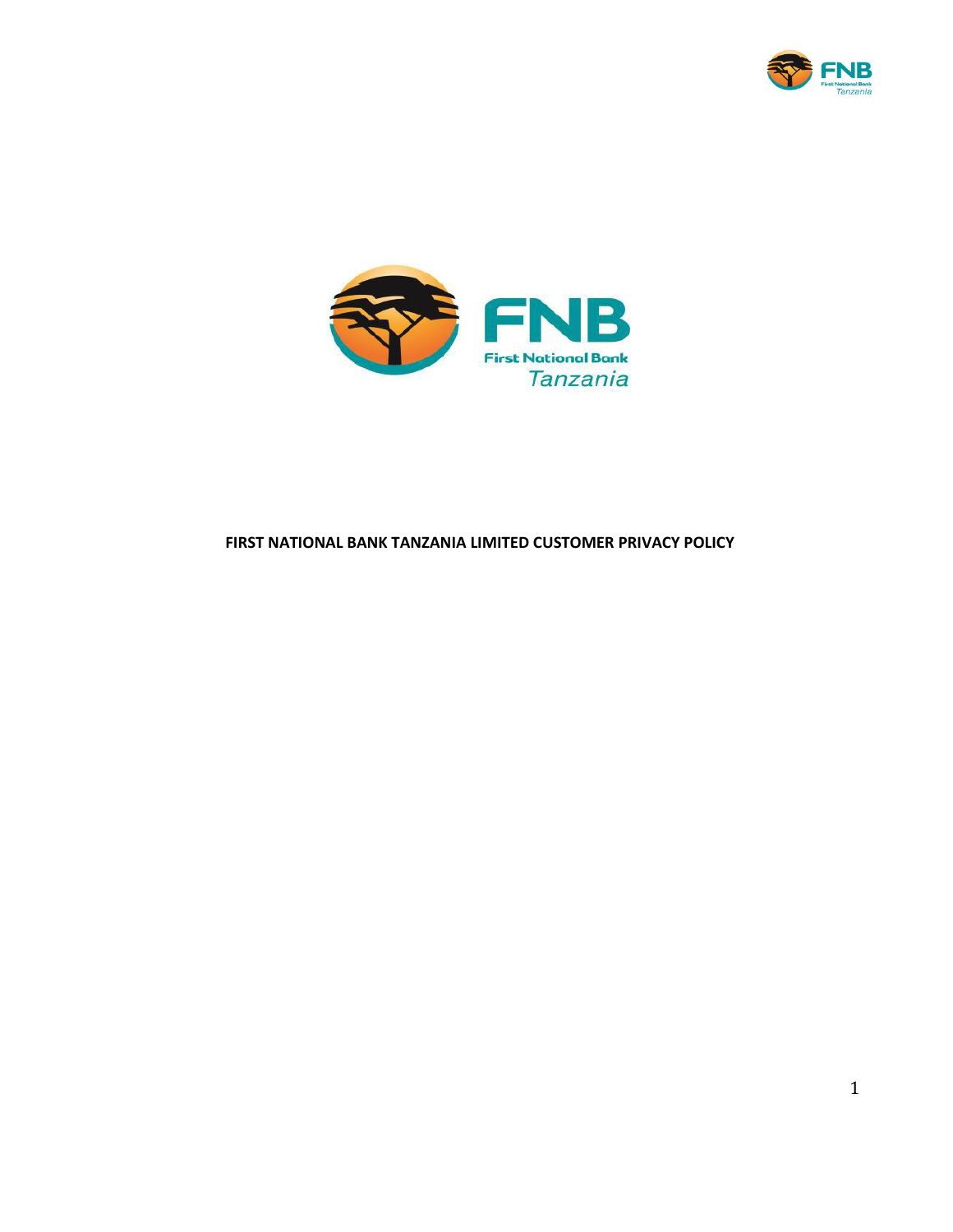# FIRST NATIONAL BANK TANZANIA LIMITED CUSTOMER PRIVACY POLICY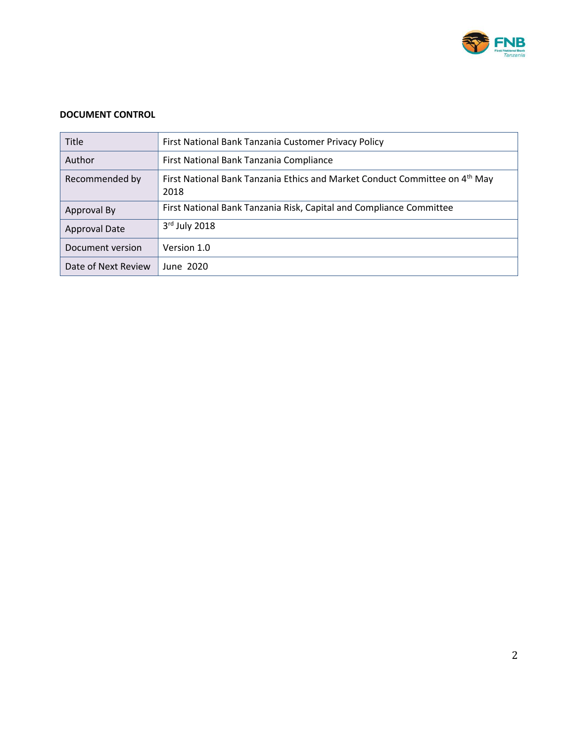**DOCUMENT CONTROL**

| | |
|---|---|
| Title | First National Bank Tanzania Customer Privacy Policy |
| Author | First National Bank Tanzania Compliance |
| Recommended by | First National Bank Tanzania Ethics and Market Conduct Committee on 4th May 2018 |
| Approval By | First National Bank Tanzania Risk, Capital and Compliance Committee |
| Approval Date | 3rd July 2018 |
| Document version | Version 1.0 |
| Date of Next Review | June 2020 |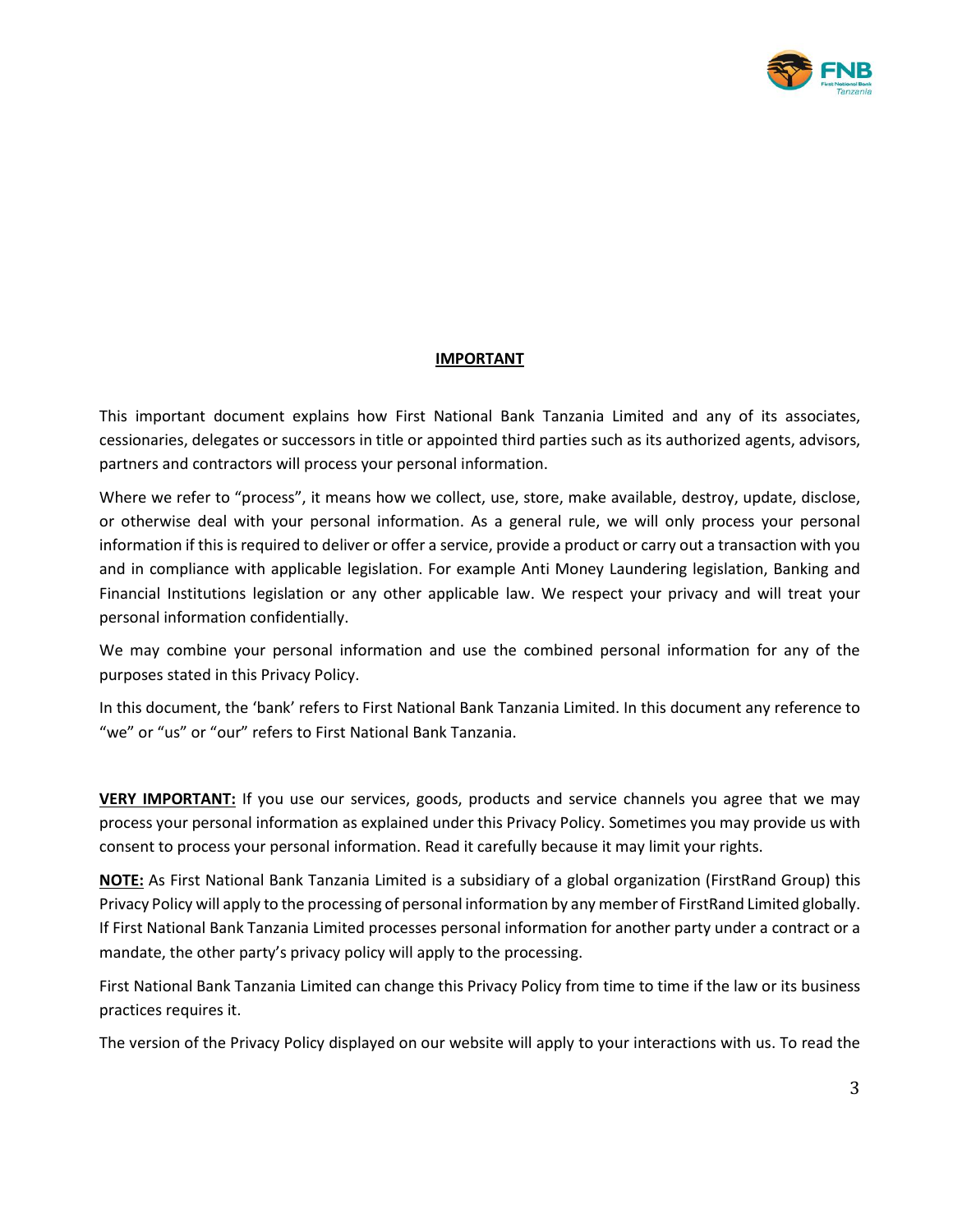## IMPORTANT

This important document explains how First National Bank Tanzania Limited and any of its associates, cessionaries, delegates or successors in title or appointed third parties such as its authorized agents, advisors, partners and contractors will process your personal information.

Where we refer to "process", it means how we collect, use, store, make available, destroy, update, disclose, or otherwise deal with your personal information. As a general rule, we will only process your personal information if this is required to deliver or offer a service, provide a product or carry out a transaction with you and in compliance with applicable legislation. For example Anti Money Laundering legislation, Banking and Financial Institutions legislation or any other applicable law. We respect your privacy and will treat your personal information confidentially.

We may combine your personal information and use the combined personal information for any of the purposes stated in this Privacy Policy.

In this document, the 'bank' refers to First National Bank Tanzania Limited. In this document any reference to "we" or "us" or "our" refers to First National Bank Tanzania.

**VERY IMPORTANT:** If you use our services, goods, products and service channels you agree that we may process your personal information as explained under this Privacy Policy. Sometimes you may provide us with consent to process your personal information. Read it carefully because it may limit your rights.

**NOTE:** As First National Bank Tanzania Limited is a subsidiary of a global organization (FirstRand Group) this Privacy Policy will apply to the processing of personal information by any member of FirstRand Limited globally. If First National Bank Tanzania Limited processes personal information for another party under a contract or a mandate, the other party's privacy policy will apply to the processing.

First National Bank Tanzania Limited can change this Privacy Policy from time to time if the law or its business practices requires it.

The version of the Privacy Policy displayed on our website will apply to your interactions with us. To read the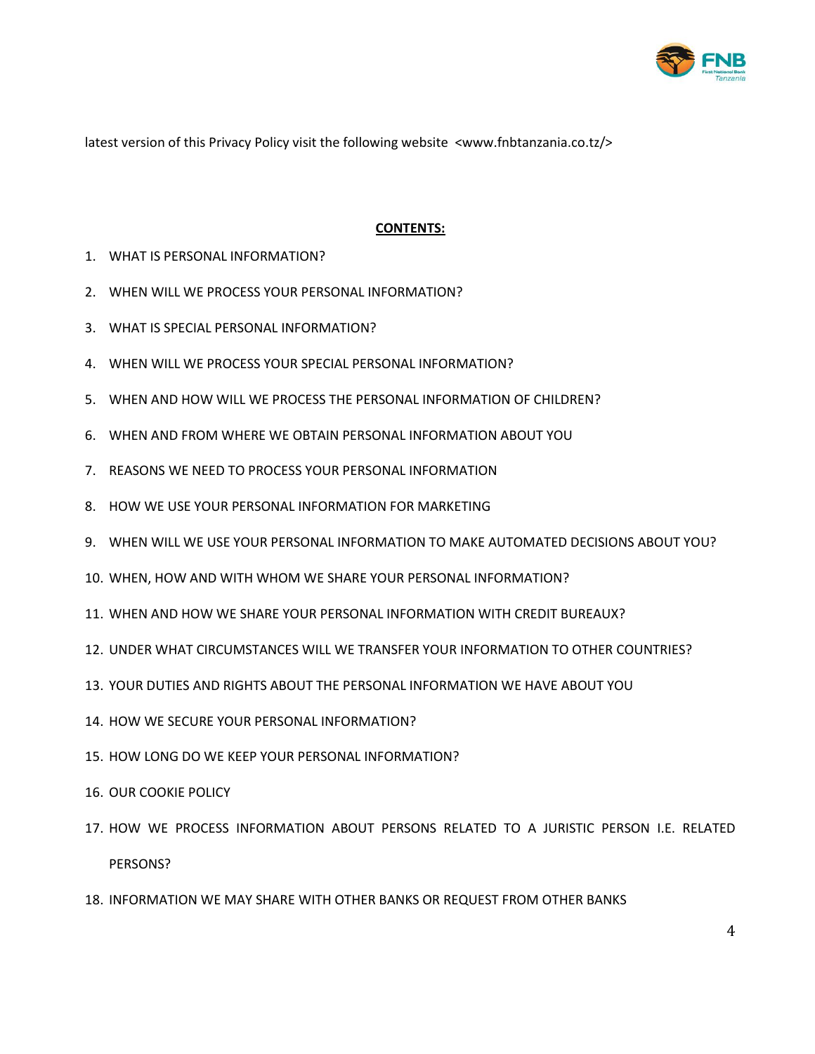latest version of this Privacy Policy visit the following website <www.fnbtanzania.co.tz/>

**CONTENTS:**

1. WHAT IS PERSONAL INFORMATION?
2. WHEN WILL WE PROCESS YOUR PERSONAL INFORMATION?
3. WHAT IS SPECIAL PERSONAL INFORMATION?
4. WHEN WILL WE PROCESS YOUR SPECIAL PERSONAL INFORMATION?
5. WHEN AND HOW WILL WE PROCESS THE PERSONAL INFORMATION OF CHILDREN?
6. WHEN AND FROM WHERE WE OBTAIN PERSONAL INFORMATION ABOUT YOU
7. REASONS WE NEED TO PROCESS YOUR PERSONAL INFORMATION
8. HOW WE USE YOUR PERSONAL INFORMATION FOR MARKETING
9. WHEN WILL WE USE YOUR PERSONAL INFORMATION TO MAKE AUTOMATED DECISIONS ABOUT YOU?
10. WHEN, HOW AND WITH WHOM WE SHARE YOUR PERSONAL INFORMATION?
11. WHEN AND HOW WE SHARE YOUR PERSONAL INFORMATION WITH CREDIT BUREAUX?
12. UNDER WHAT CIRCUMSTANCES WILL WE TRANSFER YOUR INFORMATION TO OTHER COUNTRIES?
13. YOUR DUTIES AND RIGHTS ABOUT THE PERSONAL INFORMATION WE HAVE ABOUT YOU
14. HOW WE SECURE YOUR PERSONAL INFORMATION?
15. HOW LONG DO WE KEEP YOUR PERSONAL INFORMATION?
16. OUR COOKIE POLICY
17. HOW WE PROCESS INFORMATION ABOUT PERSONS RELATED TO A JURISTIC PERSON I.E. RELATED PERSONS?
18. INFORMATION WE MAY SHARE WITH OTHER BANKS OR REQUEST FROM OTHER BANKS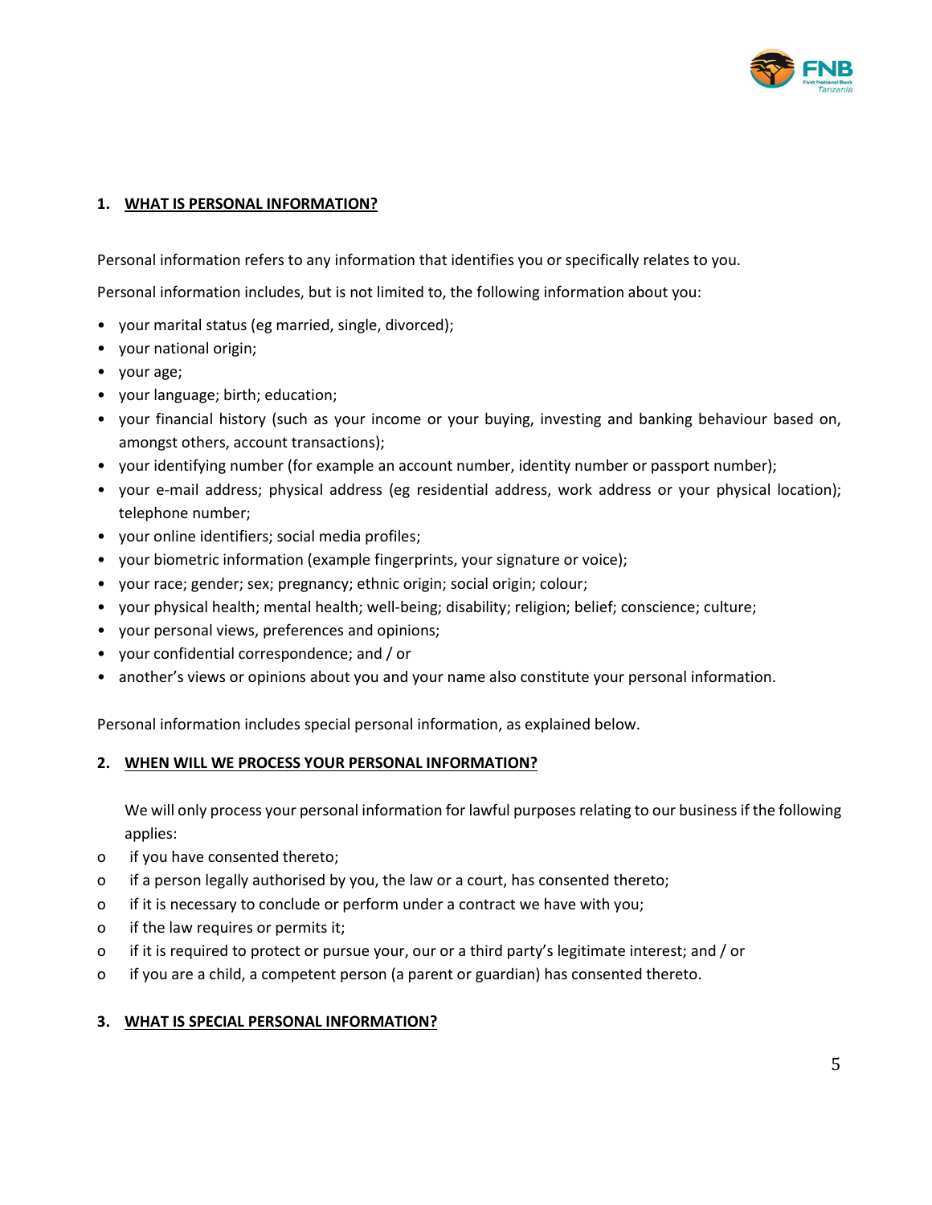## 1. WHAT IS PERSONAL INFORMATION?

Personal information refers to any information that identifies you or specifically relates to you.

Personal information includes, but is not limited to, the following information about you:

- your marital status (eg married, single, divorced);
- your national origin;
- your age;
- your language; birth; education;
- your financial history (such as your income or your buying, investing and banking behaviour based on, amongst others, account transactions);
- your identifying number (for example an account number, identity number or passport number);
- your e-mail address; physical address (eg residential address, work address or your physical location); telephone number;
- your online identifiers; social media profiles;
- your biometric information (example fingerprints, your signature or voice);
- your race; gender; sex; pregnancy; ethnic origin; social origin; colour;
- your physical health; mental health; well-being; disability; religion; belief; conscience; culture;
- your personal views, preferences and opinions;
- your confidential correspondence; and / or
- another's views or opinions about you and your name also constitute your personal information.

Personal information includes special personal information, as explained below.

## 2. WHEN WILL WE PROCESS YOUR PERSONAL INFORMATION?

We will only process your personal information for lawful purposes relating to our business if the following applies:

- if you have consented thereto;
- if a person legally authorised by you, the law or a court, has consented thereto;
- if it is necessary to conclude or perform under a contract we have with you;
- if the law requires or permits it;
- if it is required to protect or pursue your, our or a third party's legitimate interest; and / or
- if you are a child, a competent person (a parent or guardian) has consented thereto.

## 3. WHAT IS SPECIAL PERSONAL INFORMATION?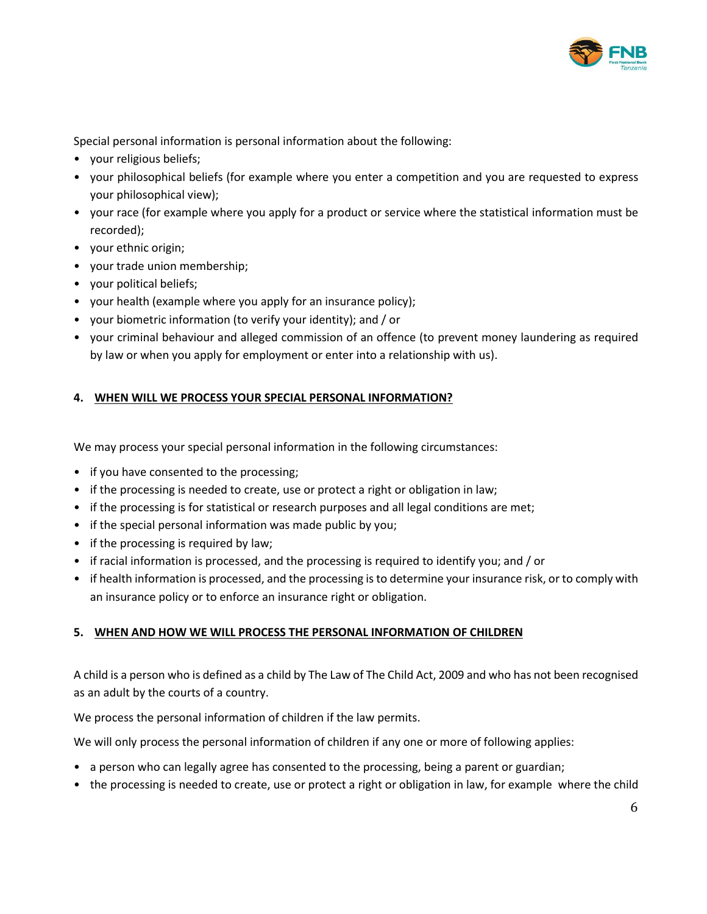Special personal information is personal information about the following:

- your religious beliefs;
- your philosophical beliefs (for example where you enter a competition and you are requested to express your philosophical view);
- your race (for example where you apply for a product or service where the statistical information must be recorded);
- your ethnic origin;
- your trade union membership;
- your political beliefs;
- your health (example where you apply for an insurance policy);
- your biometric information (to verify your identity); and / or
- your criminal behaviour and alleged commission of an offence (to prevent money laundering as required by law or when you apply for employment or enter into a relationship with us).

## 4. WHEN WILL WE PROCESS YOUR SPECIAL PERSONAL INFORMATION?

We may process your special personal information in the following circumstances:

- if you have consented to the processing;
- if the processing is needed to create, use or protect a right or obligation in law;
- if the processing is for statistical or research purposes and all legal conditions are met;
- if the special personal information was made public by you;
- if the processing is required by law;
- if racial information is processed, and the processing is required to identify you; and / or
- if health information is processed, and the processing is to determine your insurance risk, or to comply with an insurance policy or to enforce an insurance right or obligation.

## 5. WHEN AND HOW WE WILL PROCESS THE PERSONAL INFORMATION OF CHILDREN

A child is a person who is defined as a child by The Law of The Child Act, 2009 and who has not been recognised as an adult by the courts of a country.

We process the personal information of children if the law permits.

We will only process the personal information of children if any one or more of following applies:

- a person who can legally agree has consented to the processing, being a parent or guardian;
- the processing is needed to create, use or protect a right or obligation in law, for example where the child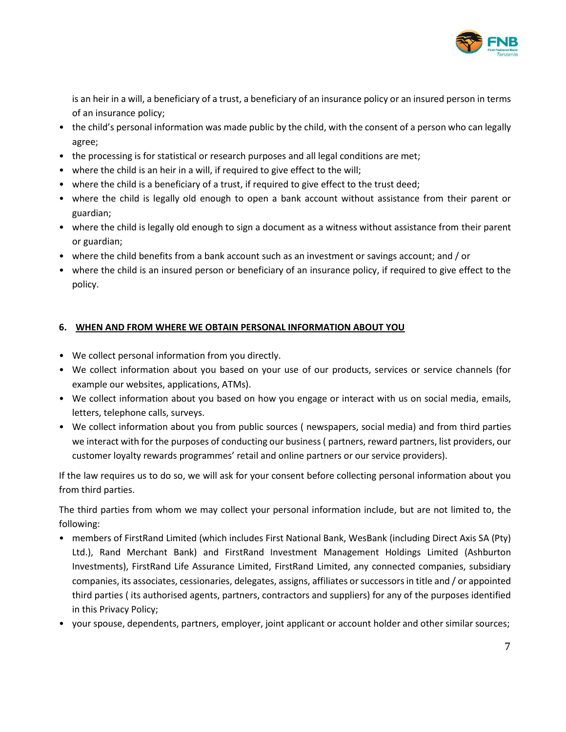is an heir in a will, a beneficiary of a trust, a beneficiary of an insurance policy or an insured person in terms of an insurance policy;

- the child's personal information was made public by the child, with the consent of a person who can legally agree;
- the processing is for statistical or research purposes and all legal conditions are met;
- where the child is an heir in a will, if required to give effect to the will;
- where the child is a beneficiary of a trust, if required to give effect to the trust deed;
- where the child is legally old enough to open a bank account without assistance from their parent or guardian;
- where the child is legally old enough to sign a document as a witness without assistance from their parent or guardian;
- where the child benefits from a bank account such as an investment or savings account; and / or
- where the child is an insured person or beneficiary of an insurance policy, if required to give effect to the policy.

## 6. WHEN AND FROM WHERE WE OBTAIN PERSONAL INFORMATION ABOUT YOU

- We collect personal information from you directly.
- We collect information about you based on your use of our products, services or service channels (for example our websites, applications, ATMs).
- We collect information about you based on how you engage or interact with us on social media, emails, letters, telephone calls, surveys.
- We collect information about you from public sources ( newspapers, social media) and from third parties we interact with for the purposes of conducting our business ( partners, reward partners, list providers, our customer loyalty rewards programmes' retail and online partners or our service providers).

If the law requires us to do so, we will ask for your consent before collecting personal information about you from third parties.

The third parties from whom we may collect your personal information include, but are not limited to, the following:

- members of FirstRand Limited (which includes First National Bank, WesBank (including Direct Axis SA (Pty) Ltd.), Rand Merchant Bank) and FirstRand Investment Management Holdings Limited (Ashburton Investments), FirstRand Life Assurance Limited, FirstRand Limited, any connected companies, subsidiary companies, its associates, cessionaries, delegates, assigns, affiliates or successors in title and / or appointed third parties ( its authorised agents, partners, contractors and suppliers) for any of the purposes identified in this Privacy Policy;
- your spouse, dependents, partners, employer, joint applicant or account holder and other similar sources;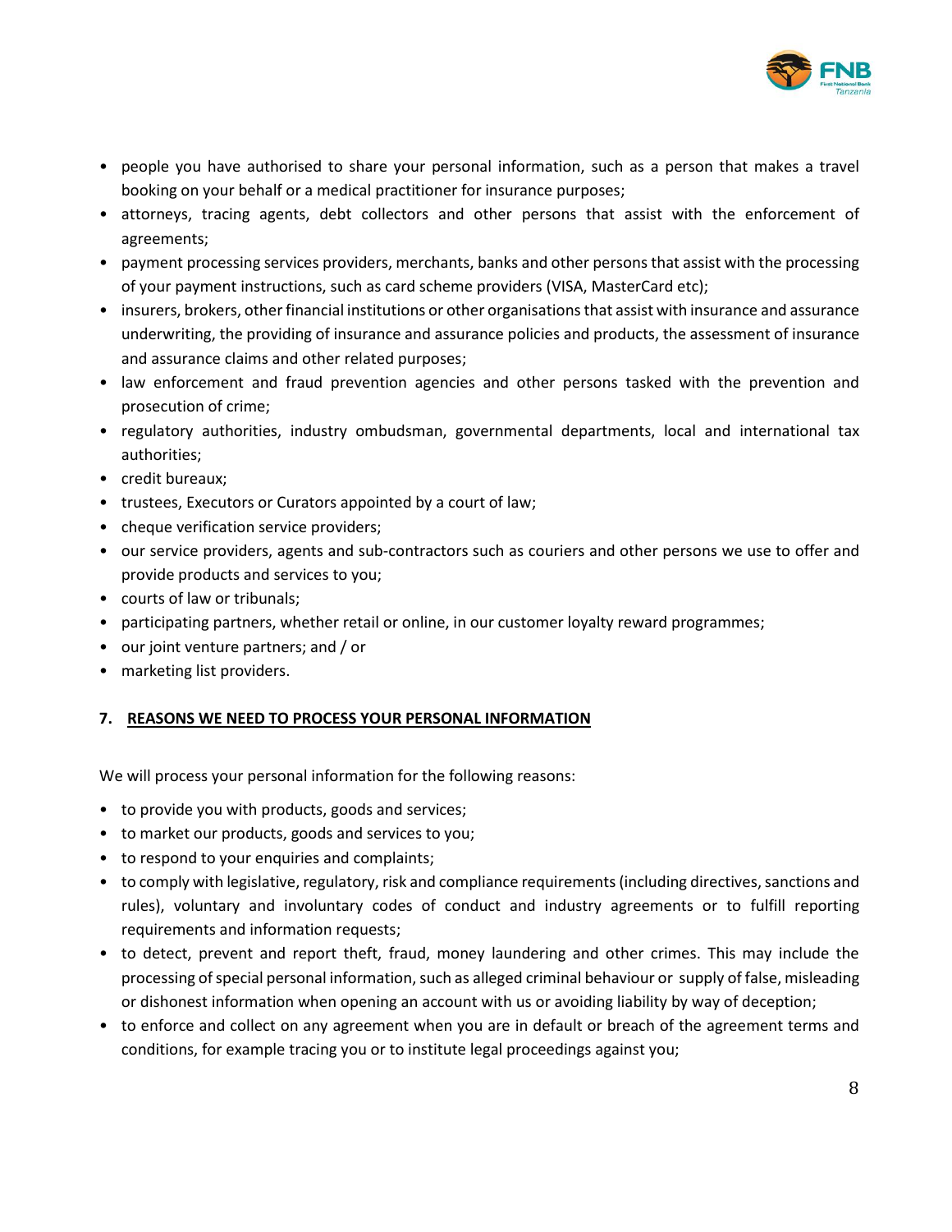- people you have authorised to share your personal information, such as a person that makes a travel booking on your behalf or a medical practitioner for insurance purposes;
- attorneys, tracing agents, debt collectors and other persons that assist with the enforcement of agreements;
- payment processing services providers, merchants, banks and other persons that assist with the processing of your payment instructions, such as card scheme providers (VISA, MasterCard etc);
- insurers, brokers, other financial institutions or other organisations that assist with insurance and assurance underwriting, the providing of insurance and assurance policies and products, the assessment of insurance and assurance claims and other related purposes;
- law enforcement and fraud prevention agencies and other persons tasked with the prevention and prosecution of crime;
- regulatory authorities, industry ombudsman, governmental departments, local and international tax authorities;
- credit bureaux;
- trustees, Executors or Curators appointed by a court of law;
- cheque verification service providers;
- our service providers, agents and sub-contractors such as couriers and other persons we use to offer and provide products and services to you;
- courts of law or tribunals;
- participating partners, whether retail or online, in our customer loyalty reward programmes;
- our joint venture partners; and / or
- marketing list providers.

## 7. REASONS WE NEED TO PROCESS YOUR PERSONAL INFORMATION

We will process your personal information for the following reasons:

- to provide you with products, goods and services;
- to market our products, goods and services to you;
- to respond to your enquiries and complaints;
- to comply with legislative, regulatory, risk and compliance requirements (including directives, sanctions and rules), voluntary and involuntary codes of conduct and industry agreements or to fulfill reporting requirements and information requests;
- to detect, prevent and report theft, fraud, money laundering and other crimes. This may include the processing of special personal information, such as alleged criminal behaviour or supply of false, misleading or dishonest information when opening an account with us or avoiding liability by way of deception;
- to enforce and collect on any agreement when you are in default or breach of the agreement terms and conditions, for example tracing you or to institute legal proceedings against you;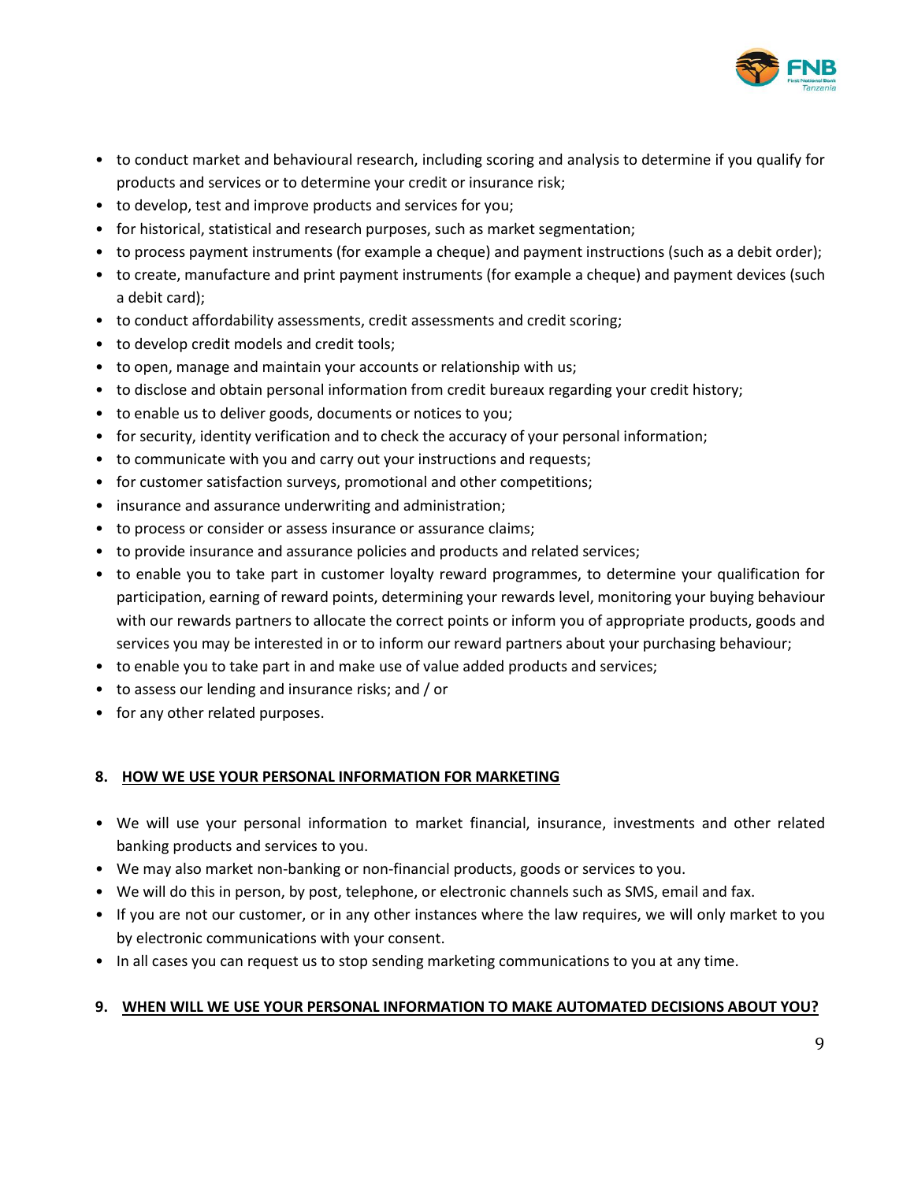- to conduct market and behavioural research, including scoring and analysis to determine if you qualify for products and services or to determine your credit or insurance risk;
- to develop, test and improve products and services for you;
- for historical, statistical and research purposes, such as market segmentation;
- to process payment instruments (for example a cheque) and payment instructions (such as a debit order);
- to create, manufacture and print payment instruments (for example a cheque) and payment devices (such a debit card);
- to conduct affordability assessments, credit assessments and credit scoring;
- to develop credit models and credit tools;
- to open, manage and maintain your accounts or relationship with us;
- to disclose and obtain personal information from credit bureaux regarding your credit history;
- to enable us to deliver goods, documents or notices to you;
- for security, identity verification and to check the accuracy of your personal information;
- to communicate with you and carry out your instructions and requests;
- for customer satisfaction surveys, promotional and other competitions;
- insurance and assurance underwriting and administration;
- to process or consider or assess insurance or assurance claims;
- to provide insurance and assurance policies and products and related services;
- to enable you to take part in customer loyalty reward programmes, to determine your qualification for participation, earning of reward points, determining your rewards level, monitoring your buying behaviour with our rewards partners to allocate the correct points or inform you of appropriate products, goods and services you may be interested in or to inform our reward partners about your purchasing behaviour;
- to enable you to take part in and make use of value added products and services;
- to assess our lending and insurance risks; and / or
- for any other related purposes.

## 8. HOW WE USE YOUR PERSONAL INFORMATION FOR MARKETING

- We will use your personal information to market financial, insurance, investments and other related banking products and services to you.
- We may also market non-banking or non-financial products, goods or services to you.
- We will do this in person, by post, telephone, or electronic channels such as SMS, email and fax.
- If you are not our customer, or in any other instances where the law requires, we will only market to you by electronic communications with your consent.
- In all cases you can request us to stop sending marketing communications to you at any time.

## 9. WHEN WILL WE USE YOUR PERSONAL INFORMATION TO MAKE AUTOMATED DECISIONS ABOUT YOU?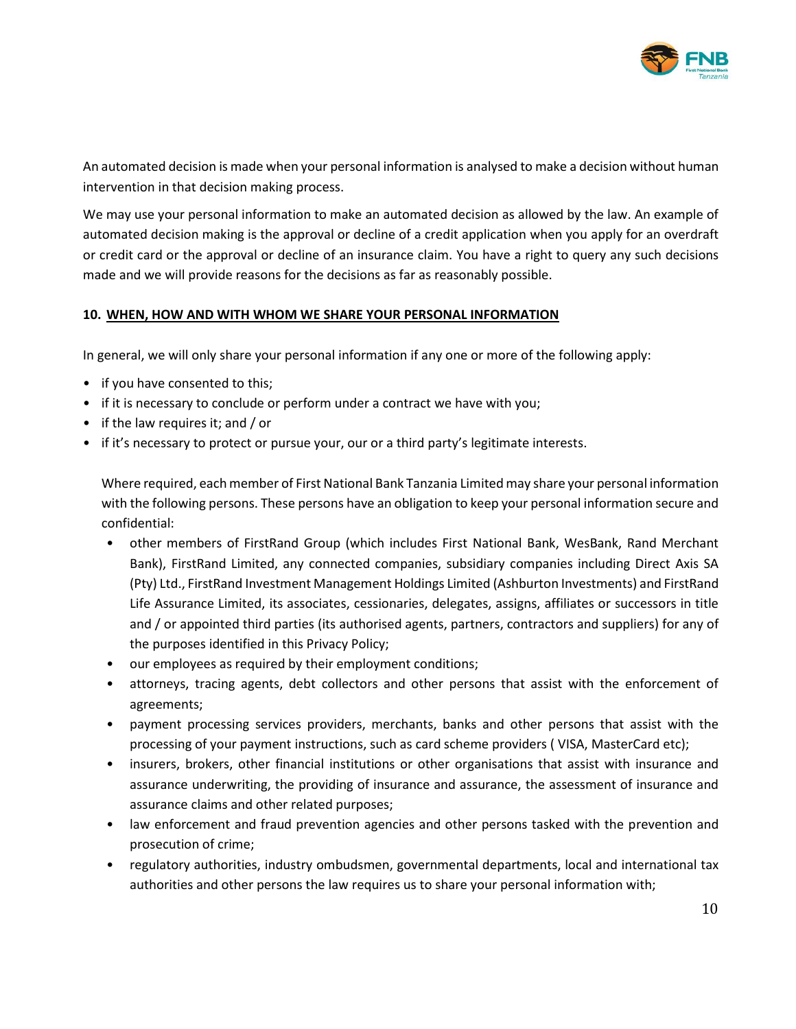An automated decision is made when your personal information is analysed to make a decision without human intervention in that decision making process.

We may use your personal information to make an automated decision as allowed by the law. An example of automated decision making is the approval or decline of a credit application when you apply for an overdraft or credit card or the approval or decline of an insurance claim. You have a right to query any such decisions made and we will provide reasons for the decisions as far as reasonably possible.

## 10. WHEN, HOW AND WITH WHOM WE SHARE YOUR PERSONAL INFORMATION

In general, we will only share your personal information if any one or more of the following apply:

- if you have consented to this;
- if it is necessary to conclude or perform under a contract we have with you;
- if the law requires it; and / or
- if it's necessary to protect or pursue your, our or a third party's legitimate interests.

  Where required, each member of First National Bank Tanzania Limited may share your personal information with the following persons. These persons have an obligation to keep your personal information secure and confidential:

  - other members of FirstRand Group (which includes First National Bank, WesBank, Rand Merchant Bank), FirstRand Limited, any connected companies, subsidiary companies including Direct Axis SA (Pty) Ltd., FirstRand Investment Management Holdings Limited (Ashburton Investments) and FirstRand Life Assurance Limited, its associates, cessionaries, delegates, assigns, affiliates or successors in title and / or appointed third parties (its authorised agents, partners, contractors and suppliers) for any of the purposes identified in this Privacy Policy;
  - our employees as required by their employment conditions;
  - attorneys, tracing agents, debt collectors and other persons that assist with the enforcement of agreements;
  - payment processing services providers, merchants, banks and other persons that assist with the processing of your payment instructions, such as card scheme providers ( VISA, MasterCard etc);
  - insurers, brokers, other financial institutions or other organisations that assist with insurance and assurance underwriting, the providing of insurance and assurance, the assessment of insurance and assurance claims and other related purposes;
  - law enforcement and fraud prevention agencies and other persons tasked with the prevention and prosecution of crime;
  - regulatory authorities, industry ombudsmen, governmental departments, local and international tax authorities and other persons the law requires us to share your personal information with;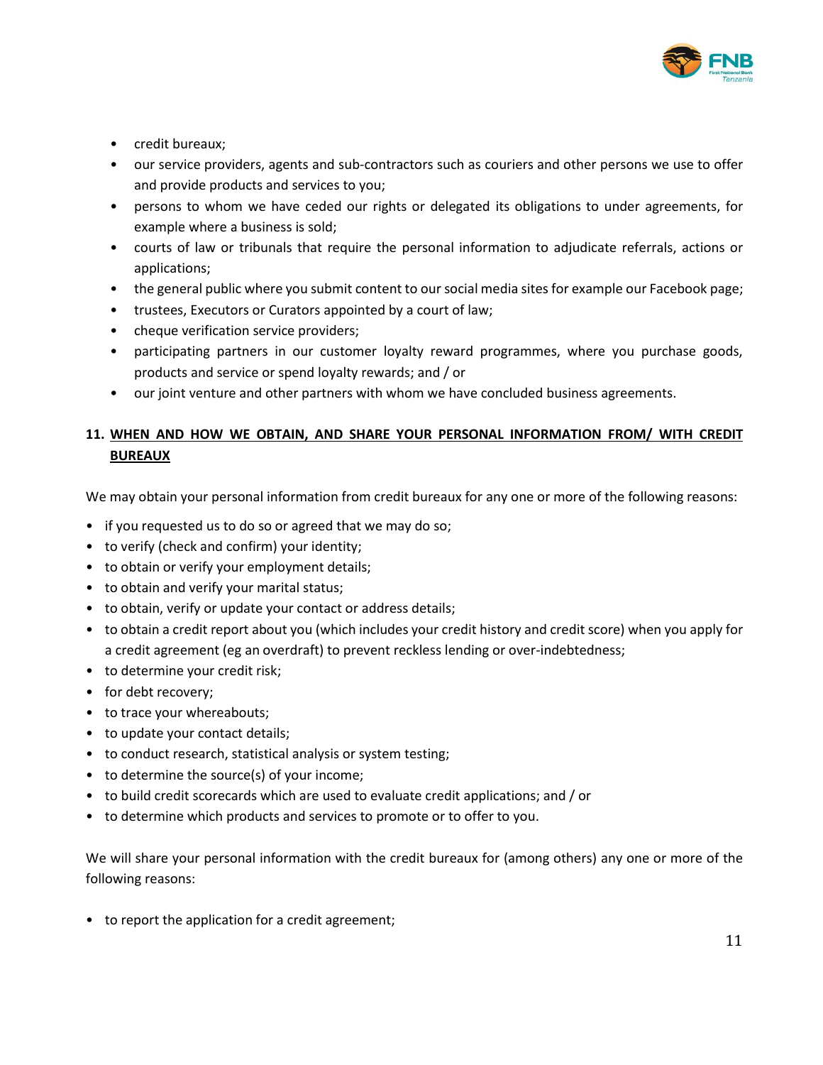- credit bureaux;
- our service providers, agents and sub-contractors such as couriers and other persons we use to offer and provide products and services to you;
- persons to whom we have ceded our rights or delegated its obligations to under agreements, for example where a business is sold;
- courts of law or tribunals that require the personal information to adjudicate referrals, actions or applications;
- the general public where you submit content to our social media sites for example our Facebook page;
- trustees, Executors or Curators appointed by a court of law;
- cheque verification service providers;
- participating partners in our customer loyalty reward programmes, where you purchase goods, products and service or spend loyalty rewards; and / or
- our joint venture and other partners with whom we have concluded business agreements.

## 11. WHEN AND HOW WE OBTAIN, AND SHARE YOUR PERSONAL INFORMATION FROM/ WITH CREDIT BUREAUX

We may obtain your personal information from credit bureaux for any one or more of the following reasons:

- if you requested us to do so or agreed that we may do so;
- to verify (check and confirm) your identity;
- to obtain or verify your employment details;
- to obtain and verify your marital status;
- to obtain, verify or update your contact or address details;
- to obtain a credit report about you (which includes your credit history and credit score) when you apply for a credit agreement (eg an overdraft) to prevent reckless lending or over-indebtedness;
- to determine your credit risk;
- for debt recovery;
- to trace your whereabouts;
- to update your contact details;
- to conduct research, statistical analysis or system testing;
- to determine the source(s) of your income;
- to build credit scorecards which are used to evaluate credit applications; and / or
- to determine which products and services to promote or to offer to you.

We will share your personal information with the credit bureaux for (among others) any one or more of the following reasons:

- to report the application for a credit agreement;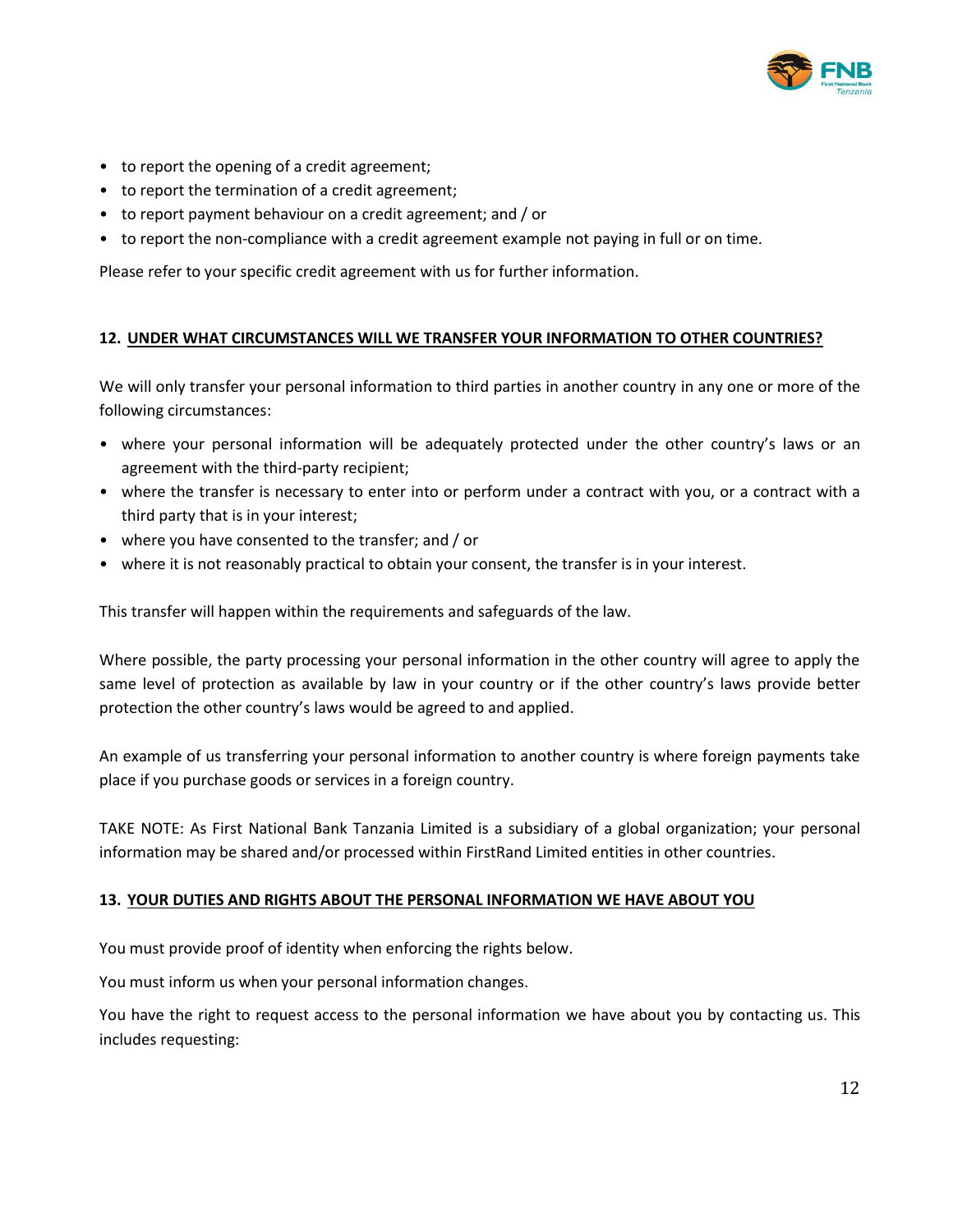- to report the opening of a credit agreement;
- to report the termination of a credit agreement;
- to report payment behaviour on a credit agreement; and / or
- to report the non-compliance with a credit agreement example not paying in full or on time.

Please refer to your specific credit agreement with us for further information.

## 12. UNDER WHAT CIRCUMSTANCES WILL WE TRANSFER YOUR INFORMATION TO OTHER COUNTRIES?

We will only transfer your personal information to third parties in another country in any one or more of the following circumstances:

- where your personal information will be adequately protected under the other country's laws or an agreement with the third-party recipient;
- where the transfer is necessary to enter into or perform under a contract with you, or a contract with a third party that is in your interest;
- where you have consented to the transfer; and / or
- where it is not reasonably practical to obtain your consent, the transfer is in your interest.

This transfer will happen within the requirements and safeguards of the law.

Where possible, the party processing your personal information in the other country will agree to apply the same level of protection as available by law in your country or if the other country's laws provide better protection the other country's laws would be agreed to and applied.

An example of us transferring your personal information to another country is where foreign payments take place if you purchase goods or services in a foreign country.

TAKE NOTE: As First National Bank Tanzania Limited is a subsidiary of a global organization; your personal information may be shared and/or processed within FirstRand Limited entities in other countries.

## 13. YOUR DUTIES AND RIGHTS ABOUT THE PERSONAL INFORMATION WE HAVE ABOUT YOU

You must provide proof of identity when enforcing the rights below.

You must inform us when your personal information changes.

You have the right to request access to the personal information we have about you by contacting us. This includes requesting: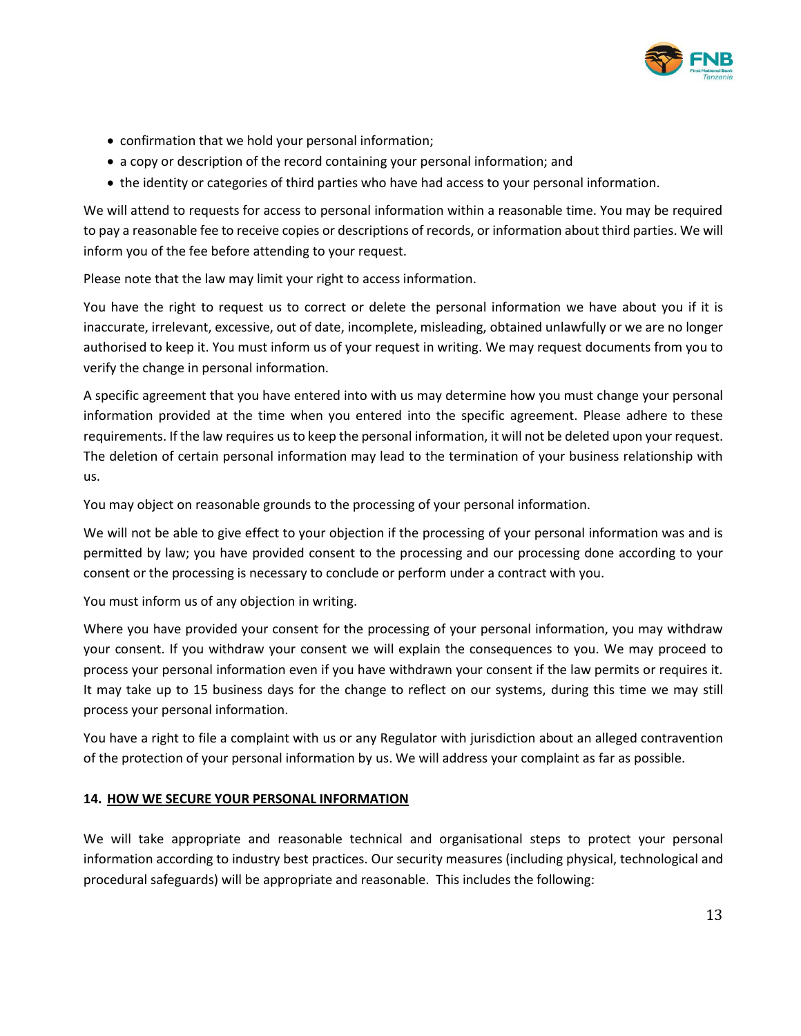- confirmation that we hold your personal information;
- a copy or description of the record containing your personal information; and
- the identity or categories of third parties who have had access to your personal information.

We will attend to requests for access to personal information within a reasonable time. You may be required to pay a reasonable fee to receive copies or descriptions of records, or information about third parties. We will inform you of the fee before attending to your request.

Please note that the law may limit your right to access information.

You have the right to request us to correct or delete the personal information we have about you if it is inaccurate, irrelevant, excessive, out of date, incomplete, misleading, obtained unlawfully or we are no longer authorised to keep it. You must inform us of your request in writing. We may request documents from you to verify the change in personal information.

A specific agreement that you have entered into with us may determine how you must change your personal information provided at the time when you entered into the specific agreement. Please adhere to these requirements. If the law requires us to keep the personal information, it will not be deleted upon your request. The deletion of certain personal information may lead to the termination of your business relationship with us.

You may object on reasonable grounds to the processing of your personal information.

We will not be able to give effect to your objection if the processing of your personal information was and is permitted by law; you have provided consent to the processing and our processing done according to your consent or the processing is necessary to conclude or perform under a contract with you.

You must inform us of any objection in writing.

Where you have provided your consent for the processing of your personal information, you may withdraw your consent. If you withdraw your consent we will explain the consequences to you. We may proceed to process your personal information even if you have withdrawn your consent if the law permits or requires it. It may take up to 15 business days for the change to reflect on our systems, during this time we may still process your personal information.

You have a right to file a complaint with us or any Regulator with jurisdiction about an alleged contravention of the protection of your personal information by us. We will address your complaint as far as possible.

## 14. HOW WE SECURE YOUR PERSONAL INFORMATION

We will take appropriate and reasonable technical and organisational steps to protect your personal information according to industry best practices. Our security measures (including physical, technological and procedural safeguards) will be appropriate and reasonable. This includes the following: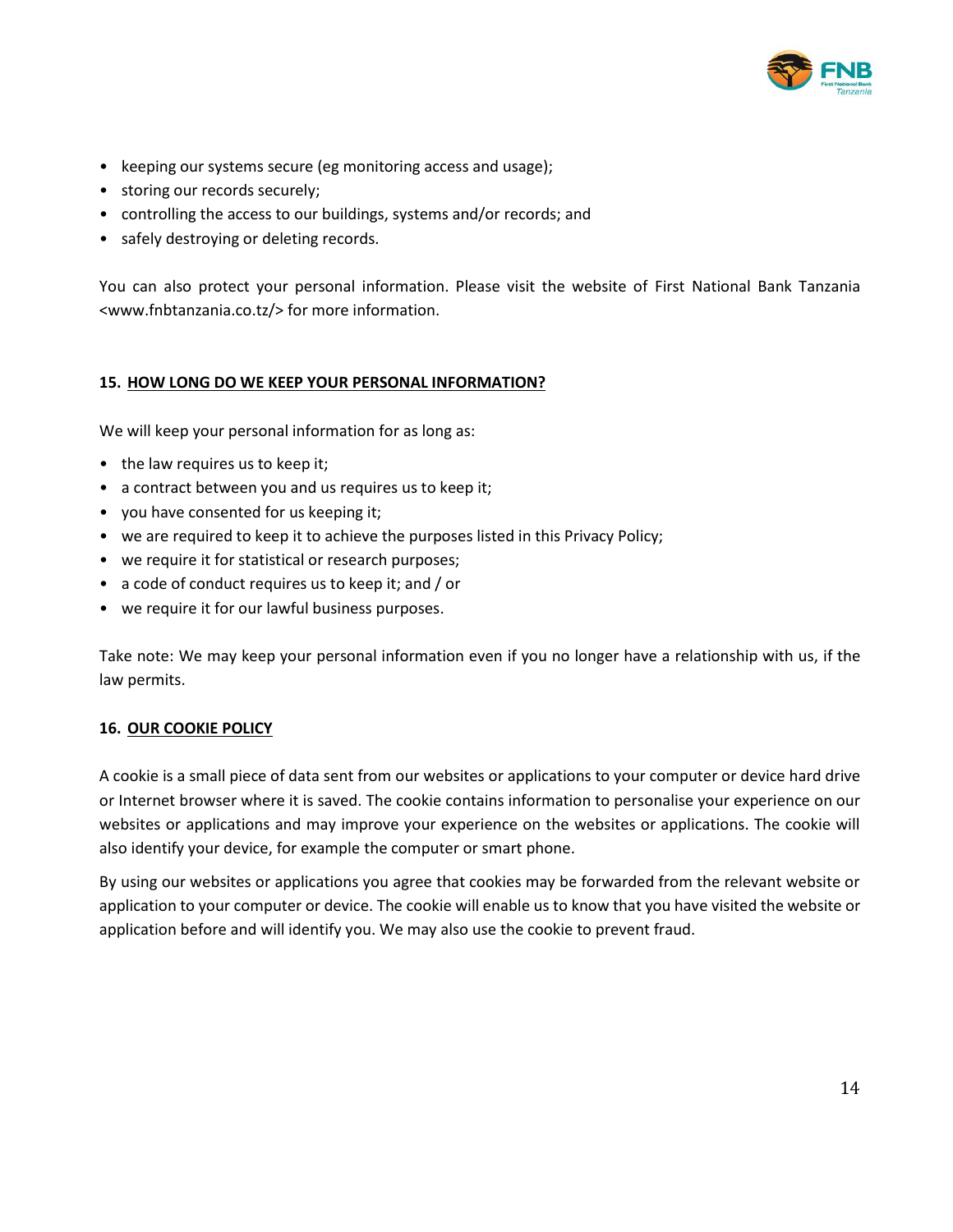- keeping our systems secure (eg monitoring access and usage);
- storing our records securely;
- controlling the access to our buildings, systems and/or records; and
- safely destroying or deleting records.

You can also protect your personal information. Please visit the website of First National Bank Tanzania <www.fnbtanzania.co.tz/> for more information.

## 15. HOW LONG DO WE KEEP YOUR PERSONAL INFORMATION?

We will keep your personal information for as long as:

- the law requires us to keep it;
- a contract between you and us requires us to keep it;
- you have consented for us keeping it;
- we are required to keep it to achieve the purposes listed in this Privacy Policy;
- we require it for statistical or research purposes;
- a code of conduct requires us to keep it; and / or
- we require it for our lawful business purposes.

Take note: We may keep your personal information even if you no longer have a relationship with us, if the law permits.

## 16. OUR COOKIE POLICY

A cookie is a small piece of data sent from our websites or applications to your computer or device hard drive or Internet browser where it is saved. The cookie contains information to personalise your experience on our websites or applications and may improve your experience on the websites or applications. The cookie will also identify your device, for example the computer or smart phone.

By using our websites or applications you agree that cookies may be forwarded from the relevant website or application to your computer or device. The cookie will enable us to know that you have visited the website or application before and will identify you. We may also use the cookie to prevent fraud.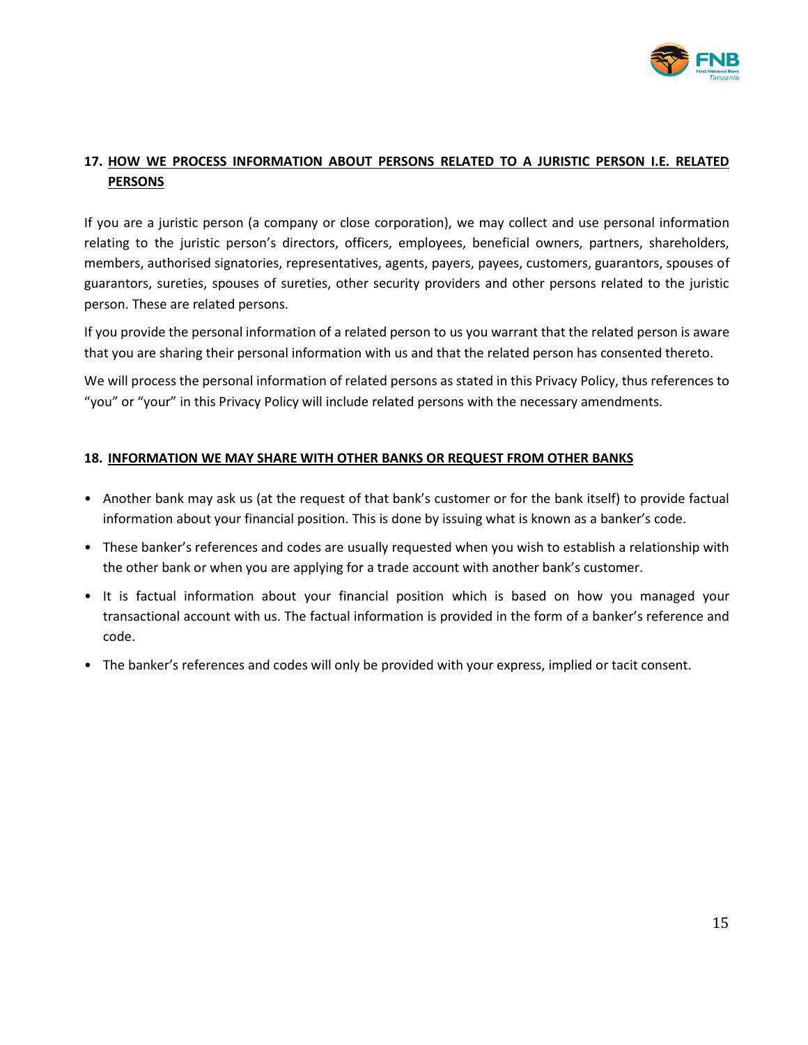## 17. <u>HOW WE PROCESS INFORMATION ABOUT PERSONS RELATED TO A JURISTIC PERSON I.E. RELATED PERSONS</u>

If you are a juristic person (a company or close corporation), we may collect and use personal information relating to the juristic person's directors, officers, employees, beneficial owners, partners, shareholders, members, authorised signatories, representatives, agents, payers, payees, customers, guarantors, spouses of guarantors, sureties, spouses of sureties, other security providers and other persons related to the juristic person. These are related persons.

If you provide the personal information of a related person to us you warrant that the related person is aware that you are sharing their personal information with us and that the related person has consented thereto.

We will process the personal information of related persons as stated in this Privacy Policy, thus references to "you" or "your" in this Privacy Policy will include related persons with the necessary amendments.

## 18. <u>INFORMATION WE MAY SHARE WITH OTHER BANKS OR REQUEST FROM OTHER BANKS</u>

- Another bank may ask us (at the request of that bank's customer or for the bank itself) to provide factual information about your financial position. This is done by issuing what is known as a banker's code.
- These banker's references and codes are usually requested when you wish to establish a relationship with the other bank or when you are applying for a trade account with another bank's customer.
- It is factual information about your financial position which is based on how you managed your transactional account with us. The factual information is provided in the form of a banker's reference and code.
- The banker's references and codes will only be provided with your express, implied or tacit consent.